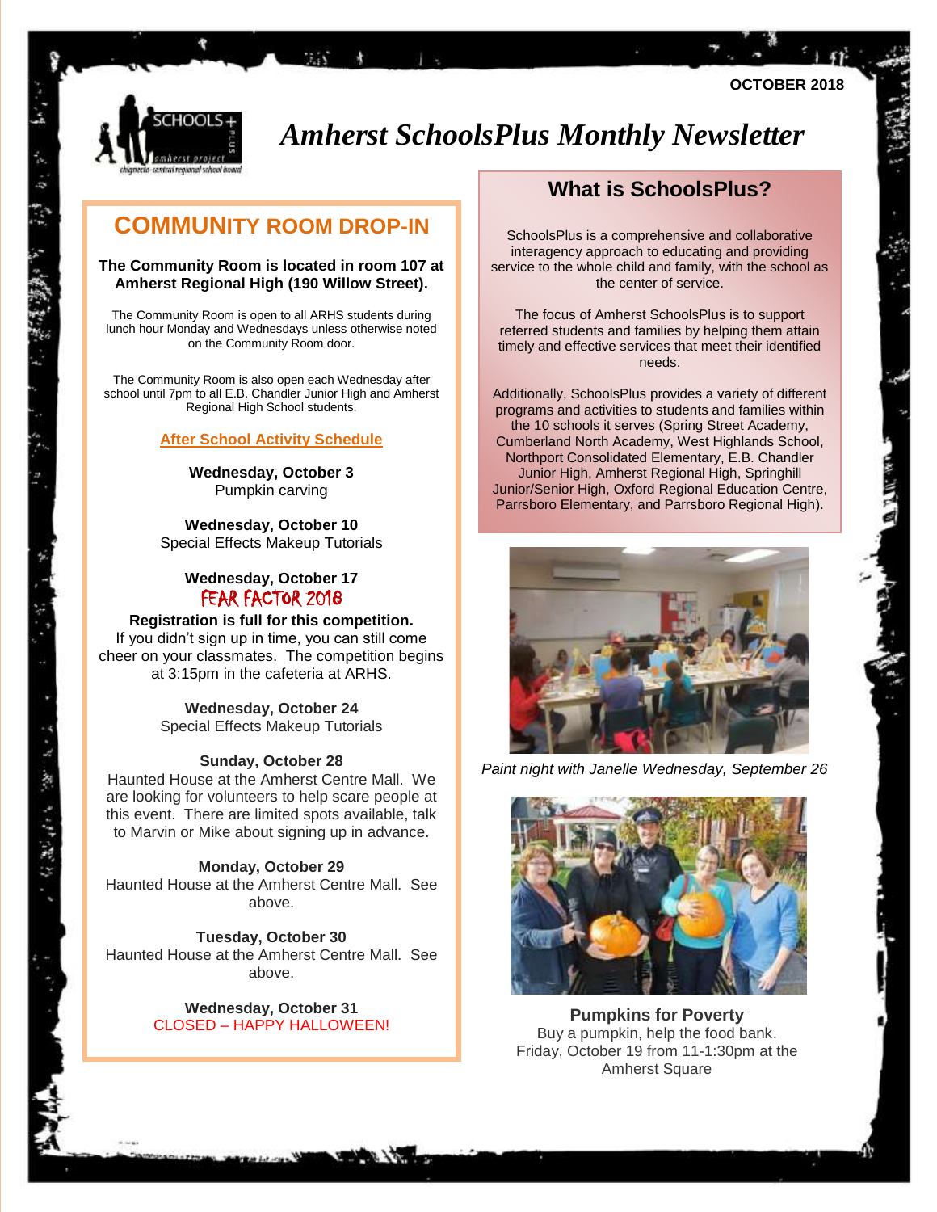OCTOBER 2018

# *Amherst SchoolsPlus Monthly Newsletter*

## COMMUNITY ROOM DROP-IN

**The Community Room is located in room 107 at Amherst Regional High (190 Willow Street).**

The Community Room is open to all ARHS students during lunch hour Monday and Wednesdays unless otherwise noted on the Community Room door.

The Community Room is also open each Wednesday after school until 7pm to all E.B. Chandler Junior High and Amherst Regional High School students.

### After School Activity Schedule

**Wednesday, October 3**
Pumpkin carving

**Wednesday, October 10**
Special Effects Makeup Tutorials

**Wednesday, October 17**
FEAR FACTOR 2018
**Registration is full for this competition.**
If you didn't sign up in time, you can still come cheer on your classmates. The competition begins at 3:15pm in the cafeteria at ARHS.

**Wednesday, October 24**
Special Effects Makeup Tutorials

**Sunday, October 28**
Haunted House at the Amherst Centre Mall. We are looking for volunteers to help scare people at this event. There are limited spots available, talk to Marvin or Mike about signing up in advance.

**Monday, October 29**
Haunted House at the Amherst Centre Mall. See above.

**Tuesday, October 30**
Haunted House at the Amherst Centre Mall. See above.

**Wednesday, October 31**
CLOSED – HAPPY HALLOWEEN!

## What is SchoolsPlus?

SchoolsPlus is a comprehensive and collaborative interagency approach to educating and providing service to the whole child and family, with the school as the center of service.

The focus of Amherst SchoolsPlus is to support referred students and families by helping them attain timely and effective services that meet their identified needs.

Additionally, SchoolsPlus provides a variety of different programs and activities to students and families within the 10 schools it serves (Spring Street Academy, Cumberland North Academy, West Highlands School, Northport Consolidated Elementary, E.B. Chandler Junior High, Amherst Regional High, Springhill Junior/Senior High, Oxford Regional Education Centre, Parrsboro Elementary, and Parrsboro Regional High).

*Paint night with Janelle Wednesday, September 26*

**Pumpkins for Poverty**
Buy a pumpkin, help the food bank.
Friday, October 19 from 11-1:30pm at the Amherst Square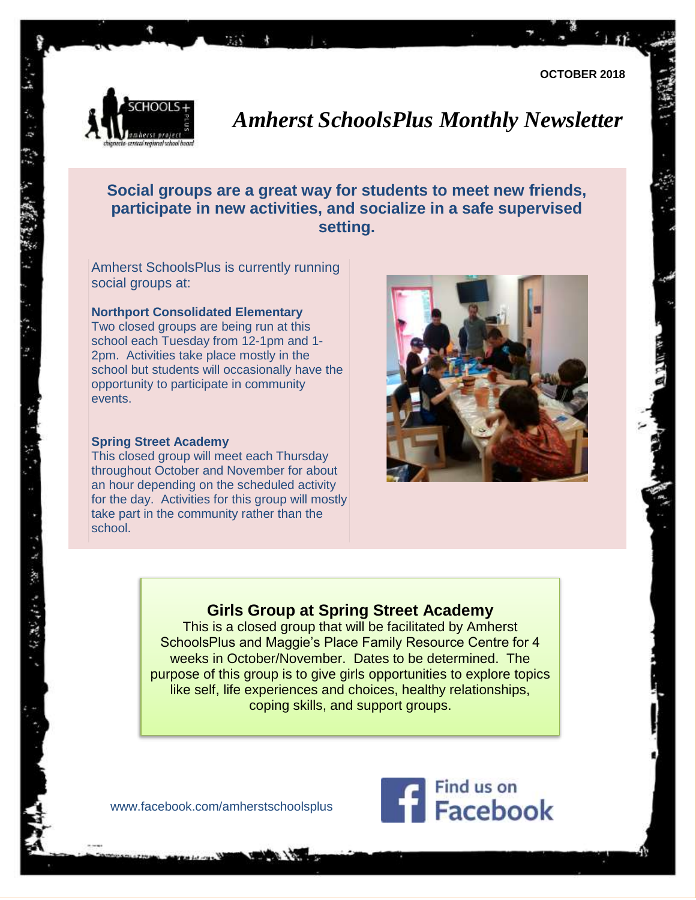OCTOBER 2018

# *Amherst SchoolsPlus Monthly Newsletter*

## Social groups are a great way for students to meet new friends, participate in new activities, and socialize in a safe supervised setting.

Amherst SchoolsPlus is currently running social groups at:

**Northport Consolidated Elementary**

Two closed groups are being run at this school each Tuesday from 12-1pm and 1-2pm. Activities take place mostly in the school but students will occasionally have the opportunity to participate in community events.

**Spring Street Academy**

This closed group will meet each Thursday throughout October and November for about an hour depending on the scheduled activity for the day. Activities for this group will mostly take part in the community rather than the school.

### Girls Group at Spring Street Academy

This is a closed group that will be facilitated by Amherst SchoolsPlus and Maggie's Place Family Resource Centre for 4 weeks in October/November. Dates to be determined. The purpose of this group is to give girls opportunities to explore topics like self, life experiences and choices, healthy relationships, coping skills, and support groups.

www.facebook.com/amherstschoolsplus

Find us on Facebook